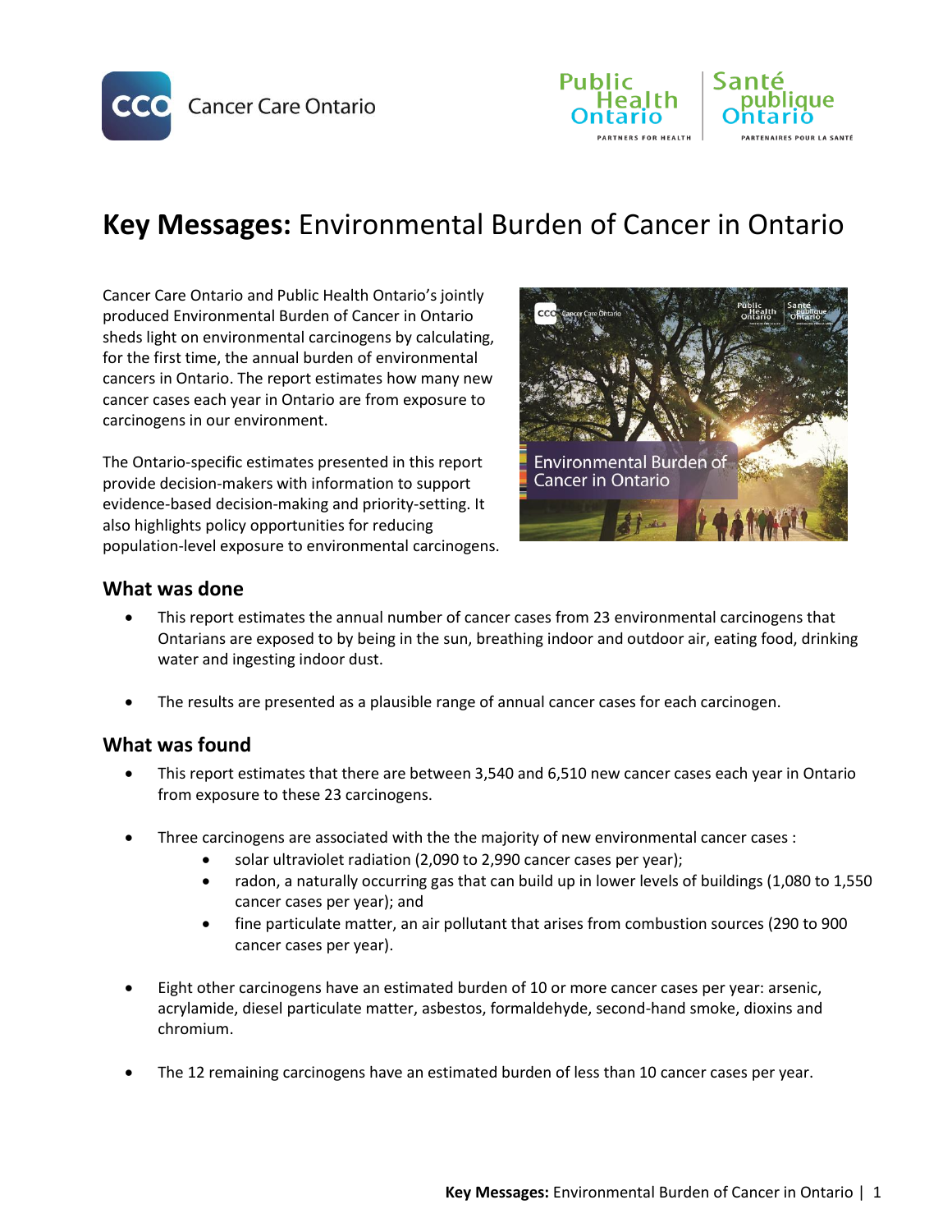# **Key Messages:** Environmental Burden of Cancer in Ontario

Cancer Care Ontario and Public Health Ontario's jointly produced Environmental Burden of Cancer in Ontario sheds light on environmental carcinogens by calculating, for the first time, the annual burden of environmental cancers in Ontario. The report estimates how many new cancer cases each year in Ontario are from exposure to carcinogens in our environment.

The Ontario-specific estimates presented in this report provide decision-makers with information to support evidence-based decision-making and priority-setting. It also highlights policy opportunities for reducing population-level exposure to environmental carcinogens.

## What was done

- This report estimates the annual number of cancer cases from 23 environmental carcinogens that Ontarians are exposed to by being in the sun, breathing indoor and outdoor air, eating food, drinking water and ingesting indoor dust.
- The results are presented as a plausible range of annual cancer cases for each carcinogen.

## What was found

- This report estimates that there are between 3,540 and 6,510 new cancer cases each year in Ontario from exposure to these 23 carcinogens.
- Three carcinogens are associated with the the majority of new environmental cancer cases :
  - solar ultraviolet radiation (2,090 to 2,990 cancer cases per year);
  - radon, a naturally occurring gas that can build up in lower levels of buildings (1,080 to 1,550 cancer cases per year); and
  - fine particulate matter, an air pollutant that arises from combustion sources (290 to 900 cancer cases per year).
- Eight other carcinogens have an estimated burden of 10 or more cancer cases per year: arsenic, acrylamide, diesel particulate matter, asbestos, formaldehyde, second-hand smoke, dioxins and chromium.
- The 12 remaining carcinogens have an estimated burden of less than 10 cancer cases per year.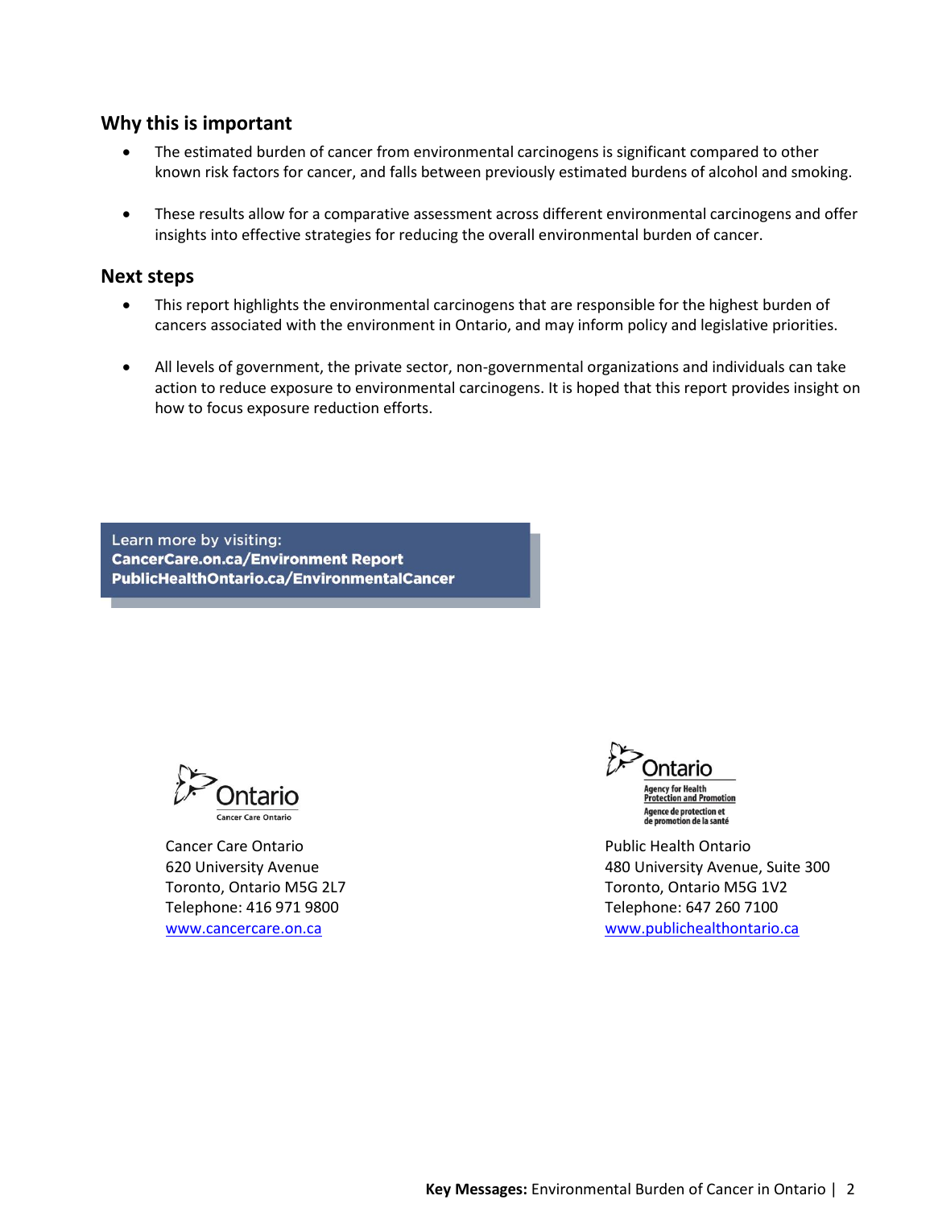## Why this is important

- The estimated burden of cancer from environmental carcinogens is significant compared to other known risk factors for cancer, and falls between previously estimated burdens of alcohol and smoking.
- These results allow for a comparative assessment across different environmental carcinogens and offer insights into effective strategies for reducing the overall environmental burden of cancer.

## Next steps

- This report highlights the environmental carcinogens that are responsible for the highest burden of cancers associated with the environment in Ontario, and may inform policy and legislative priorities.
- All levels of government, the private sector, non-governmental organizations and individuals can take action to reduce exposure to environmental carcinogens. It is hoped that this report provides insight on how to focus exposure reduction efforts.

Learn more by visiting:
**CancerCare.on.ca/Environment Report**
**PublicHealthOntario.ca/EnvironmentalCancer**

Ontario
Cancer Care Ontario

Cancer Care Ontario
620 University Avenue
Toronto, Ontario M5G 2L7
Telephone: 416 971 9800
www.cancercare.on.ca

Ontario
Agency for Health Protection and Promotion
Agence de protection et de promotion de la santé

Public Health Ontario
480 University Avenue, Suite 300
Toronto, Ontario M5G 1V2
Telephone: 647 260 7100
www.publichealthontario.ca